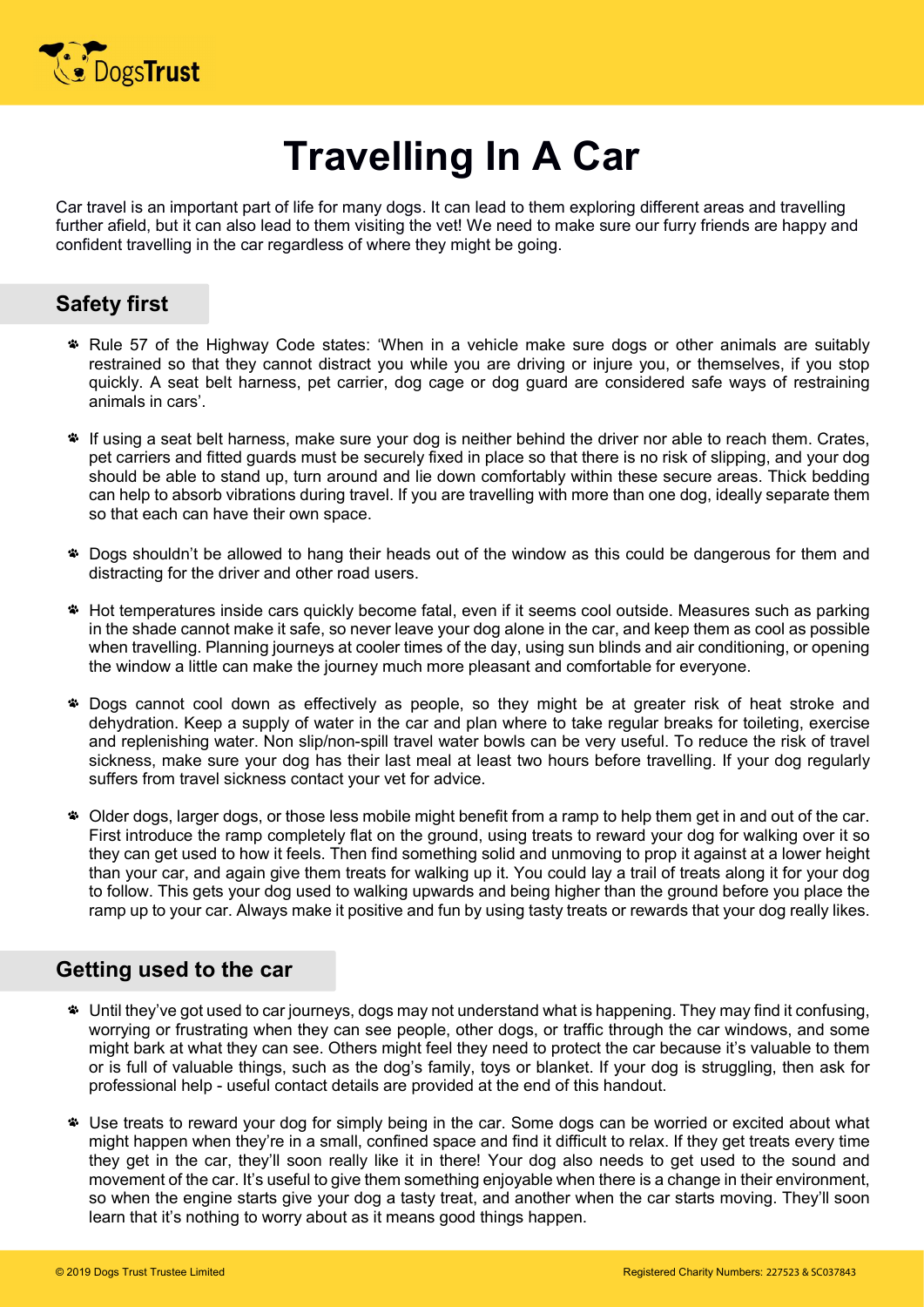# Travelling In A Car

Car travel is an important part of life for many dogs. It can lead to them exploring different areas and travelling further afield, but it can also lead to them visiting the vet! We need to make sure our furry friends are happy and confident travelling in the car regardless of where they might be going.

## Safety first

- Rule 57 of the Highway Code states: 'When in a vehicle make sure dogs or other animals are suitably restrained so that they cannot distract you while you are driving or injure you, or themselves, if you stop quickly. A seat belt harness, pet carrier, dog cage or dog guard are considered safe ways of restraining animals in cars'.
- If using a seat belt harness, make sure your dog is neither behind the driver nor able to reach them. Crates, pet carriers and fitted guards must be securely fixed in place so that there is no risk of slipping, and your dog should be able to stand up, turn around and lie down comfortably within these secure areas. Thick bedding can help to absorb vibrations during travel. If you are travelling with more than one dog, ideally separate them so that each can have their own space.
- Dogs shouldn't be allowed to hang their heads out of the window as this could be dangerous for them and distracting for the driver and other road users.
- Hot temperatures inside cars quickly become fatal, even if it seems cool outside. Measures such as parking in the shade cannot make it safe, so never leave your dog alone in the car, and keep them as cool as possible when travelling. Planning journeys at cooler times of the day, using sun blinds and air conditioning, or opening the window a little can make the journey much more pleasant and comfortable for everyone.
- Dogs cannot cool down as effectively as people, so they might be at greater risk of heat stroke and dehydration. Keep a supply of water in the car and plan where to take regular breaks for toileting, exercise and replenishing water. Non slip/non-spill travel water bowls can be very useful. To reduce the risk of travel sickness, make sure your dog has their last meal at least two hours before travelling. If your dog regularly suffers from travel sickness contact your vet for advice.
- Older dogs, larger dogs, or those less mobile might benefit from a ramp to help them get in and out of the car. First introduce the ramp completely flat on the ground, using treats to reward your dog for walking over it so they can get used to how it feels. Then find something solid and unmoving to prop it against at a lower height than your car, and again give them treats for walking up it. You could lay a trail of treats along it for your dog to follow. This gets your dog used to walking upwards and being higher than the ground before you place the ramp up to your car. Always make it positive and fun by using tasty treats or rewards that your dog really likes.

## Getting used to the car

- Until they've got used to car journeys, dogs may not understand what is happening. They may find it confusing, worrying or frustrating when they can see people, other dogs, or traffic through the car windows, and some might bark at what they can see. Others might feel they need to protect the car because it's valuable to them or is full of valuable things, such as the dog's family, toys or blanket. If your dog is struggling, then ask for professional help - useful contact details are provided at the end of this handout.
- Use treats to reward your dog for simply being in the car. Some dogs can be worried or excited about what might happen when they're in a small, confined space and find it difficult to relax. If they get treats every time they get in the car, they'll soon really like it in there! Your dog also needs to get used to the sound and movement of the car. It's useful to give them something enjoyable when there is a change in their environment, so when the engine starts give your dog a tasty treat, and another when the car starts moving. They'll soon learn that it's nothing to worry about as it means good things happen.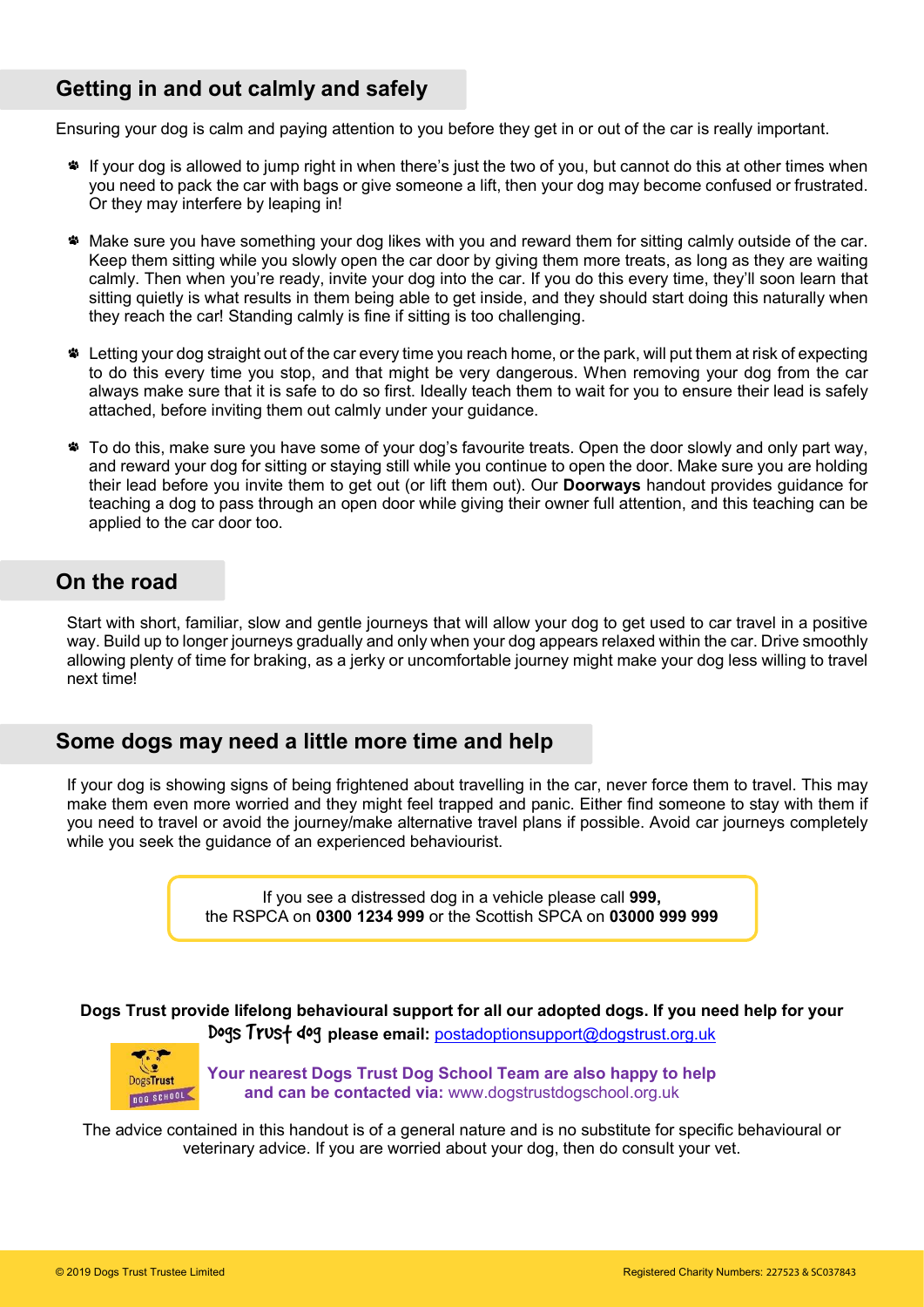## Getting in and out calmly and safely

Ensuring your dog is calm and paying attention to you before they get in or out of the car is really important.

- If your dog is allowed to jump right in when there's just the two of you, but cannot do this at other times when you need to pack the car with bags or give someone a lift, then your dog may become confused or frustrated. Or they may interfere by leaping in!
- Make sure you have something your dog likes with you and reward them for sitting calmly outside of the car. Keep them sitting while you slowly open the car door by giving them more treats, as long as they are waiting calmly. Then when you're ready, invite your dog into the car. If you do this every time, they'll soon learn that sitting quietly is what results in them being able to get inside, and they should start doing this naturally when they reach the car! Standing calmly is fine if sitting is too challenging.
- Letting your dog straight out of the car every time you reach home, or the park, will put them at risk of expecting to do this every time you stop, and that might be very dangerous. When removing your dog from the car always make sure that it is safe to do so first. Ideally teach them to wait for you to ensure their lead is safely attached, before inviting them out calmly under your guidance.
- To do this, make sure you have some of your dog's favourite treats. Open the door slowly and only part way, and reward your dog for sitting or staying still while you continue to open the door. Make sure you are holding their lead before you invite them to get out (or lift them out). Our **Doorways** handout provides guidance for teaching a dog to pass through an open door while giving their owner full attention, and this teaching can be applied to the car door too.

## On the road

Start with short, familiar, slow and gentle journeys that will allow your dog to get used to car travel in a positive way. Build up to longer journeys gradually and only when your dog appears relaxed within the car. Drive smoothly allowing plenty of time for braking, as a jerky or uncomfortable journey might make your dog less willing to travel next time!

## Some dogs may need a little more time and help

If your dog is showing signs of being frightened about travelling in the car, never force them to travel. This may make them even more worried and they might feel trapped and panic. Either find someone to stay with them if you need to travel or avoid the journey/make alternative travel plans if possible. Avoid car journeys completely while you seek the guidance of an experienced behaviourist.

If you see a distressed dog in a vehicle please call **999,**
the RSPCA on **0300 1234 999** or the Scottish SPCA on **03000 999 999**

**Dogs Trust provide lifelong behavioural support for all our adopted dogs. If you need help for your Dogs Trust dog please email:** postadoptionsupport@dogstrust.org.uk

**Your nearest Dogs Trust Dog School Team are also happy to help and can be contacted via:** www.dogstrustdogschool.org.uk

The advice contained in this handout is of a general nature and is no substitute for specific behavioural or veterinary advice. If you are worried about your dog, then do consult your vet.

© 2019 Dogs Trust Trustee Limited

Registered Charity Numbers: 227523 & SC037843